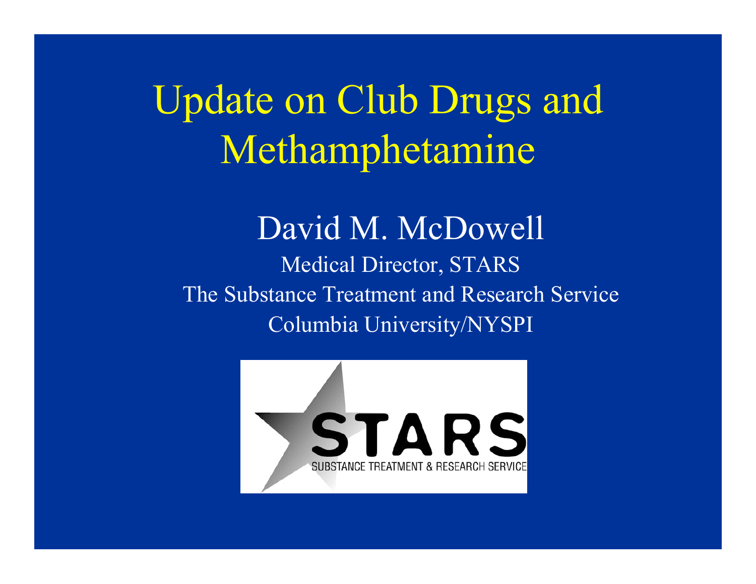# Update on Club Drugs and Methamphetamine

David M. McDowell

Medical Director, STARS

The Substance Treatment and Research Service

Columbia University/NYSPI

STARS

SUBSTANCE TREATMENT & RESEARCH SERVICE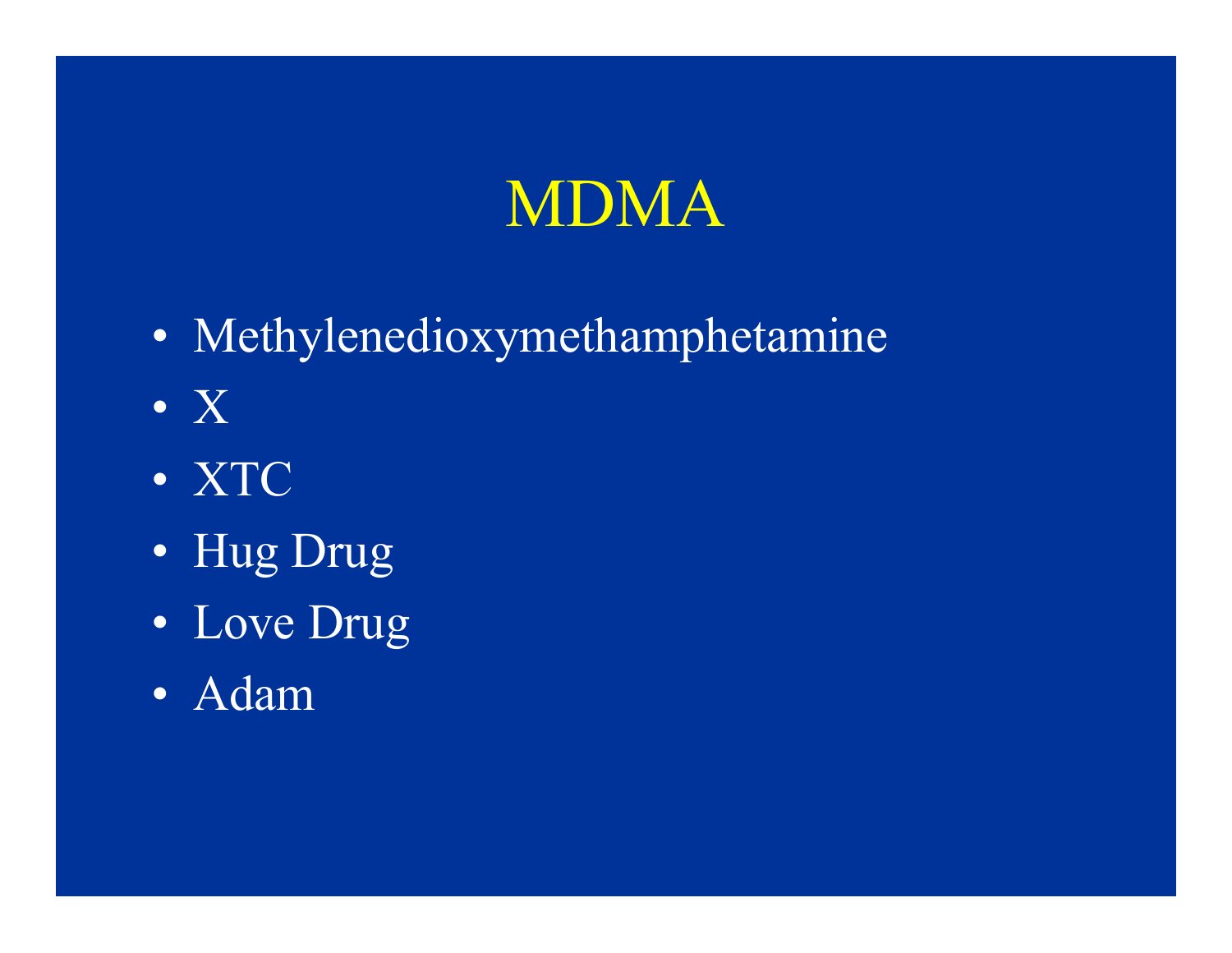# MDMA

- Methylenedioxymethamphetamine
- X
- XTC
- Hug Drug
- Love Drug
- Adam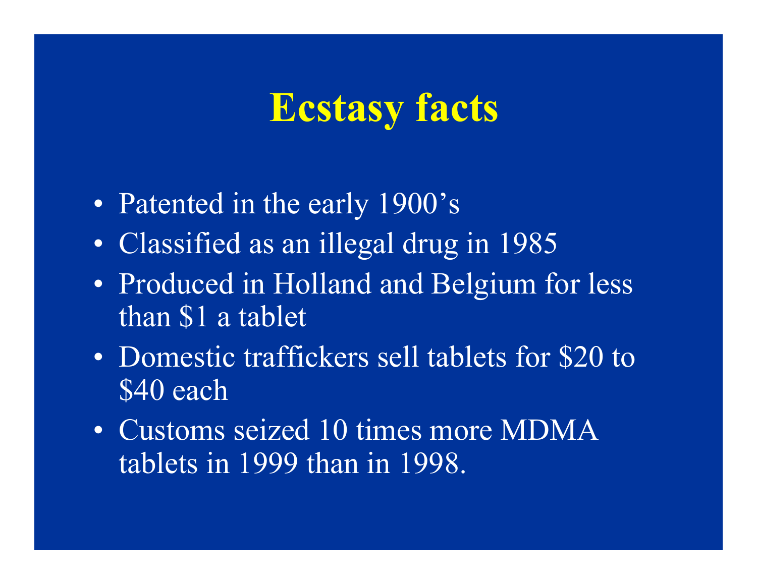# Ecstasy facts

- Patented in the early 1900's
- Classified as an illegal drug in 1985
- Produced in Holland and Belgium for less than $1 a tablet
- Domestic traffickers sell tablets for $20 to $40 each
- Customs seized 10 times more MDMA tablets in 1999 than in 1998.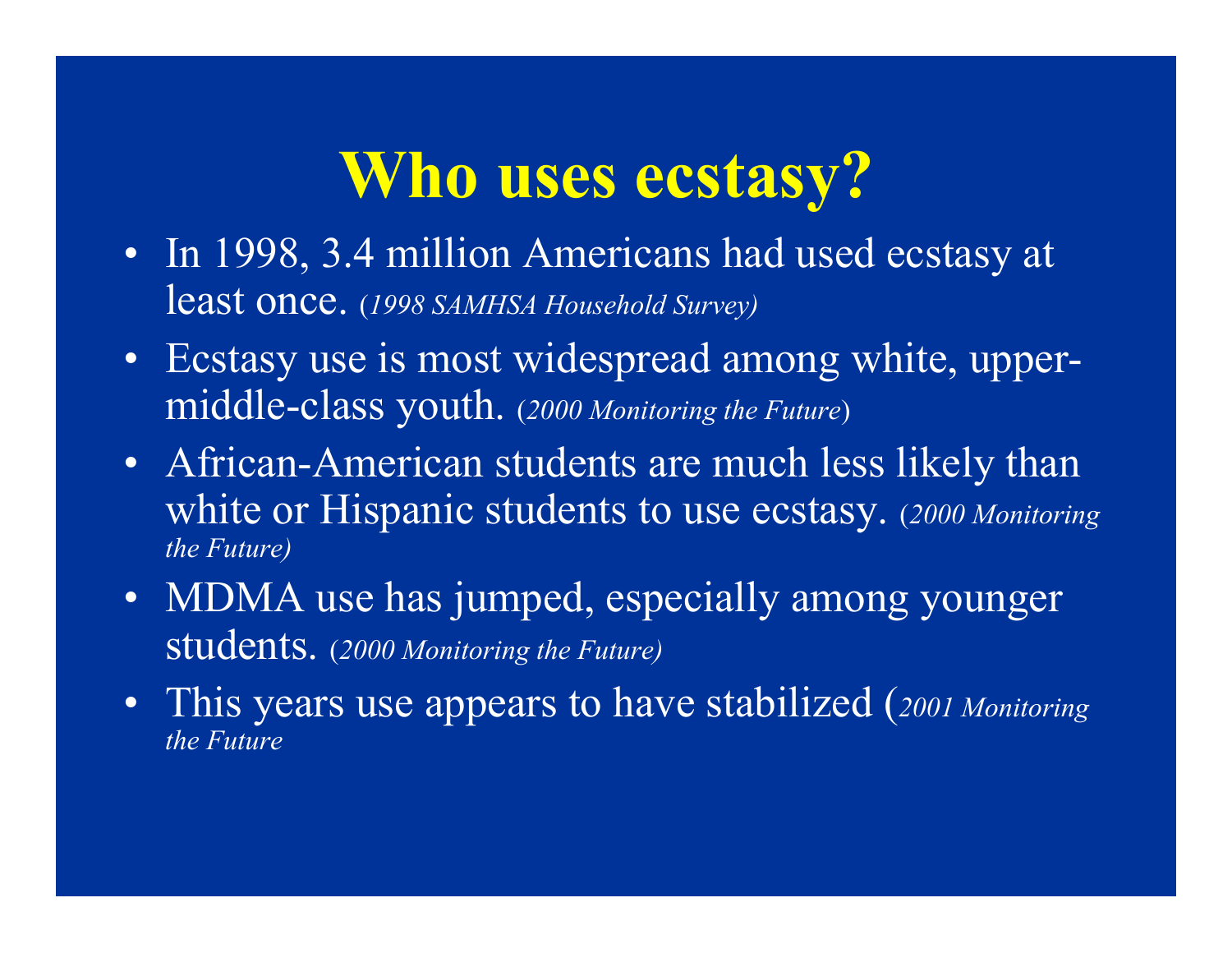# Who uses ecstasy?

- In 1998, 3.4 million Americans had used ecstasy at least once. (*1998 SAMHSA Household Survey)*
- Ecstasy use is most widespread among white, upper-middle-class youth. (*2000 Monitoring the Future*)
- African-American students are much less likely than white or Hispanic students to use ecstasy. (*2000 Monitoring the Future)*
- MDMA use has jumped, especially among younger students. (*2000 Monitoring the Future)*
- This years use appears to have stabilized (*2001 Monitoring the Future*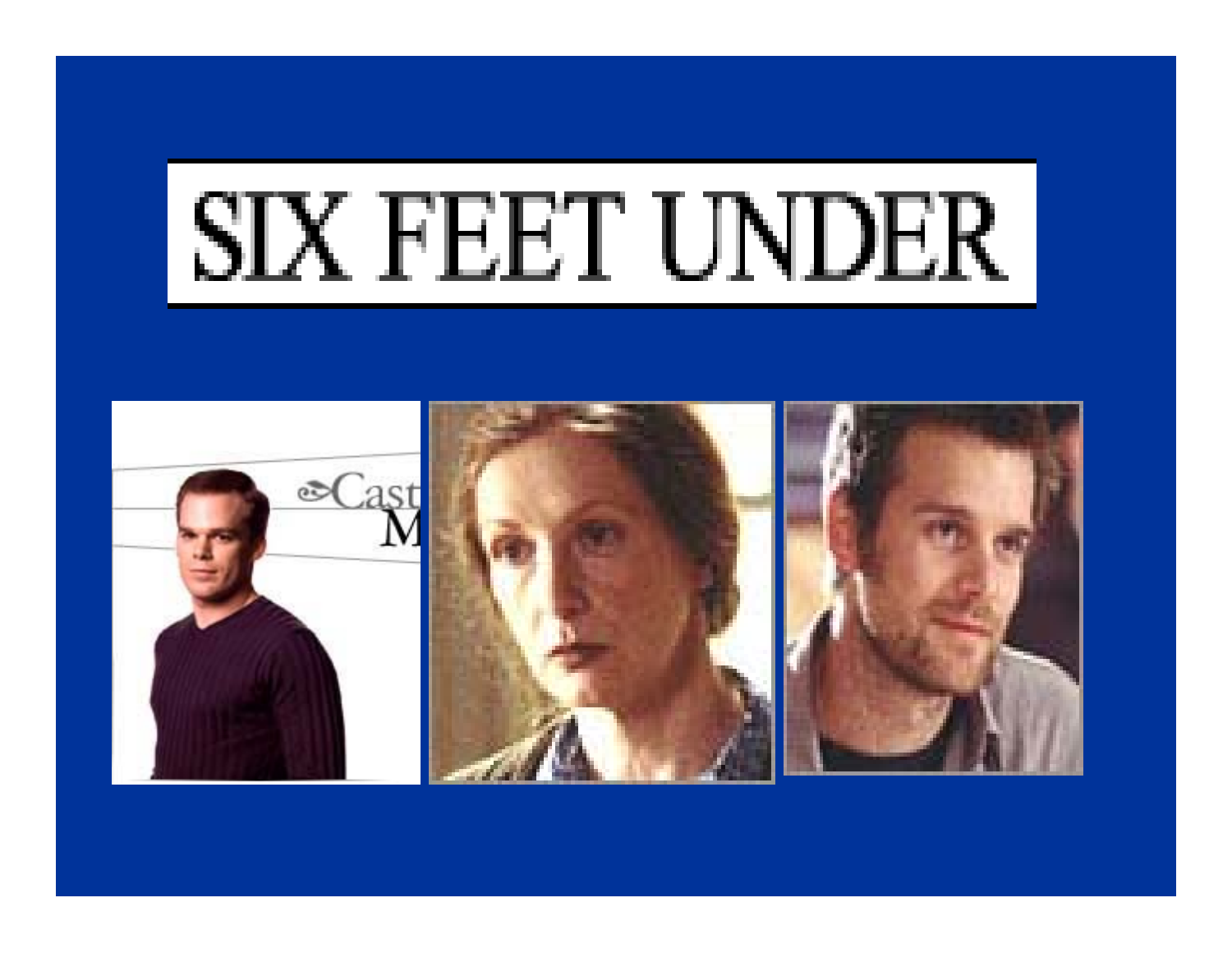# SIX FEET UNDER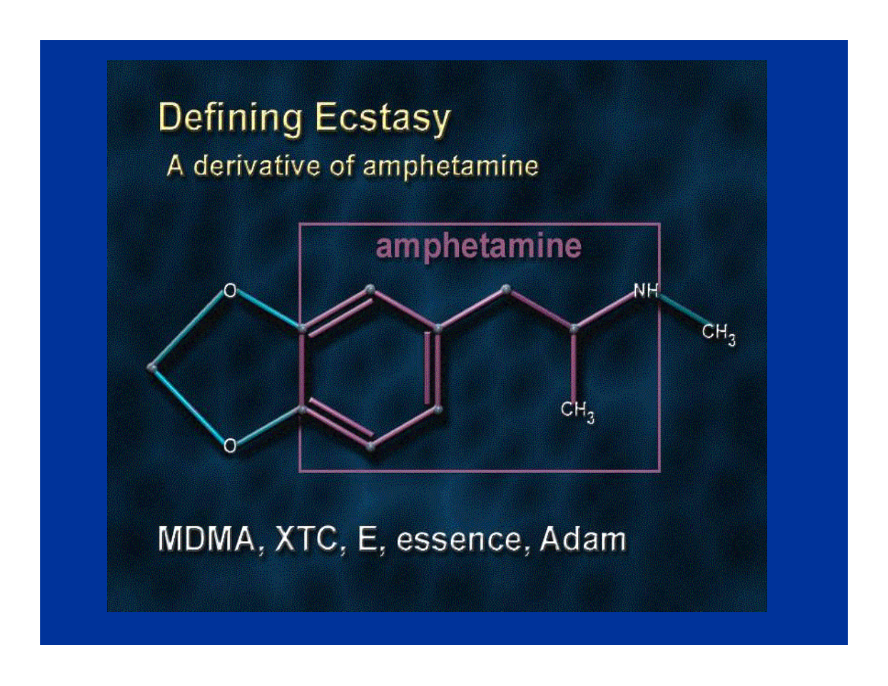# Defining Ecstasy

## A derivative of amphetamine

amphetamine

O

O

NH

$CH_3$

$CH_3$

MDMA, XTC, E, essence, Adam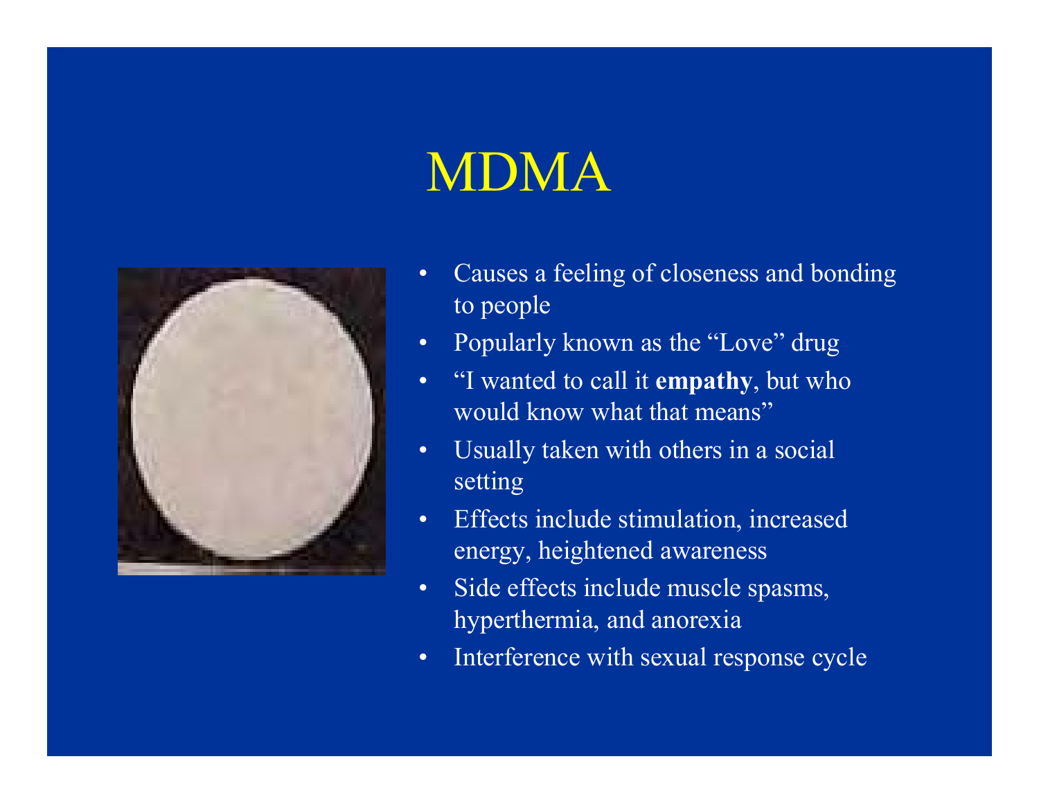# MDMA

- Causes a feeling of closeness and bonding to people
- Popularly known as the "Love" drug
- "I wanted to call it **empathy**, but who would know what that means"
- Usually taken with others in a social setting
- Effects include stimulation, increased energy, heightened awareness
- Side effects include muscle spasms, hyperthermia, and anorexia
- Interference with sexual response cycle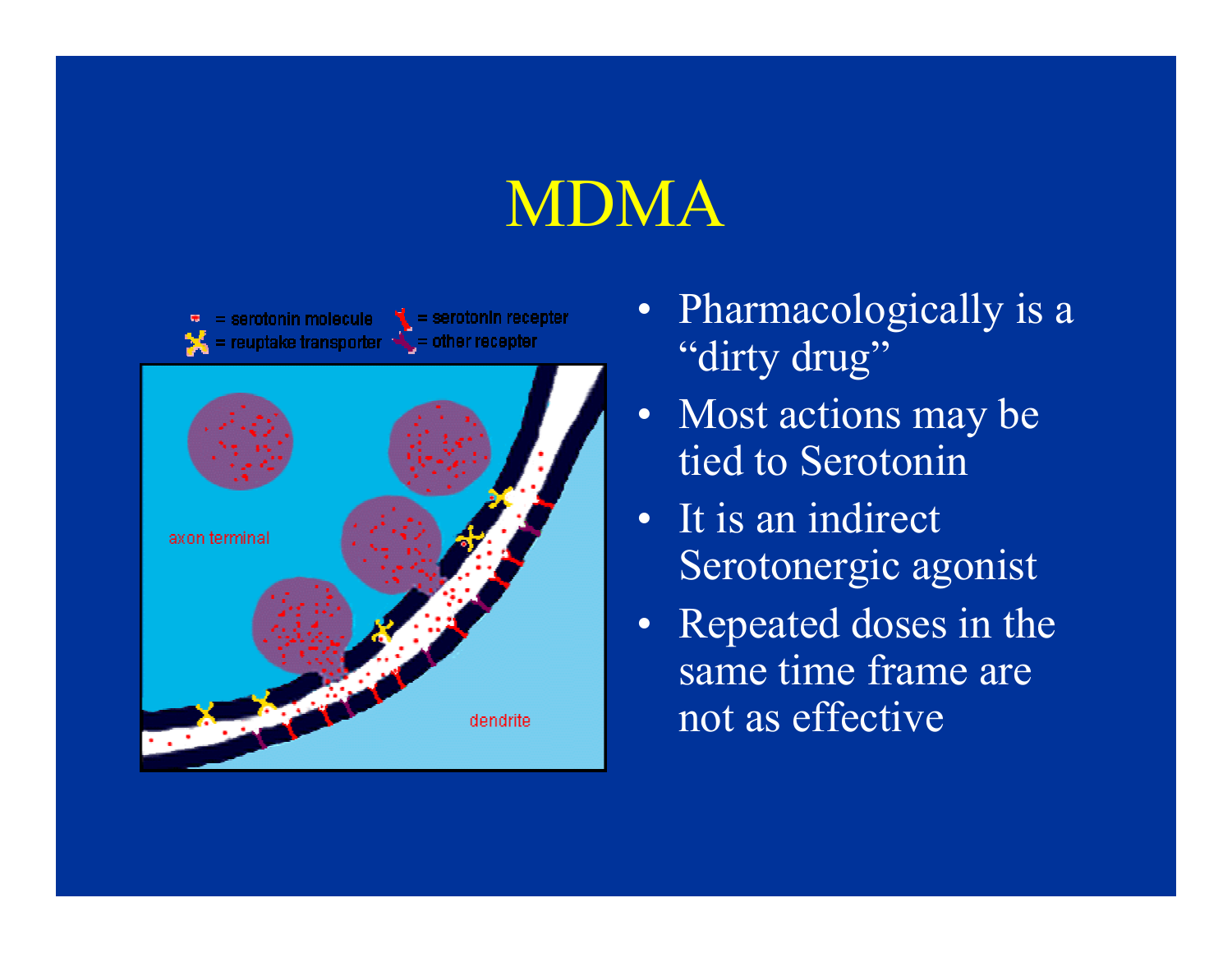# MDMA

- Pharmacologically is a "dirty drug"
- Most actions may be tied to Serotonin
- It is an indirect Serotonergic agonist
- Repeated doses in the same time frame are not as effective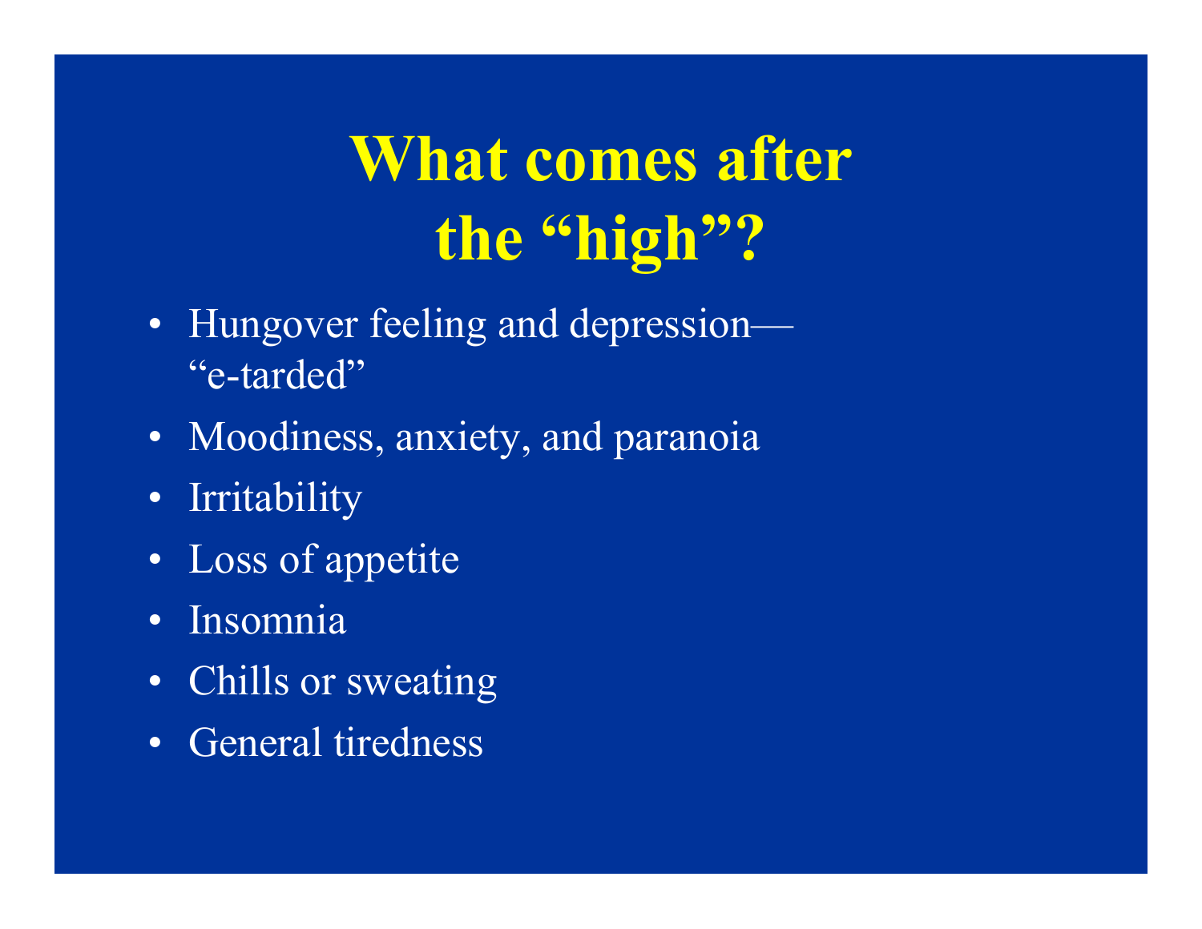# What comes after the "high"?

- Hungover feeling and depression—"e-tarded"
- Moodiness, anxiety, and paranoia
- Irritability
- Loss of appetite
- Insomnia
- Chills or sweating
- General tiredness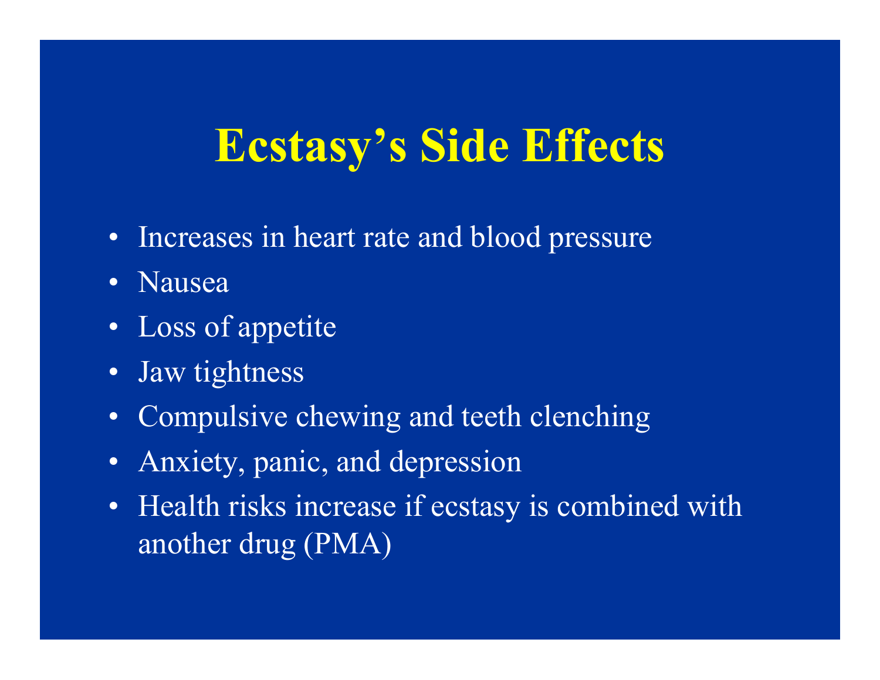# Ecstasy's Side Effects

- Increases in heart rate and blood pressure
- Nausea
- Loss of appetite
- Jaw tightness
- Compulsive chewing and teeth clenching
- Anxiety, panic, and depression
- Health risks increase if ecstasy is combined with another drug (PMA)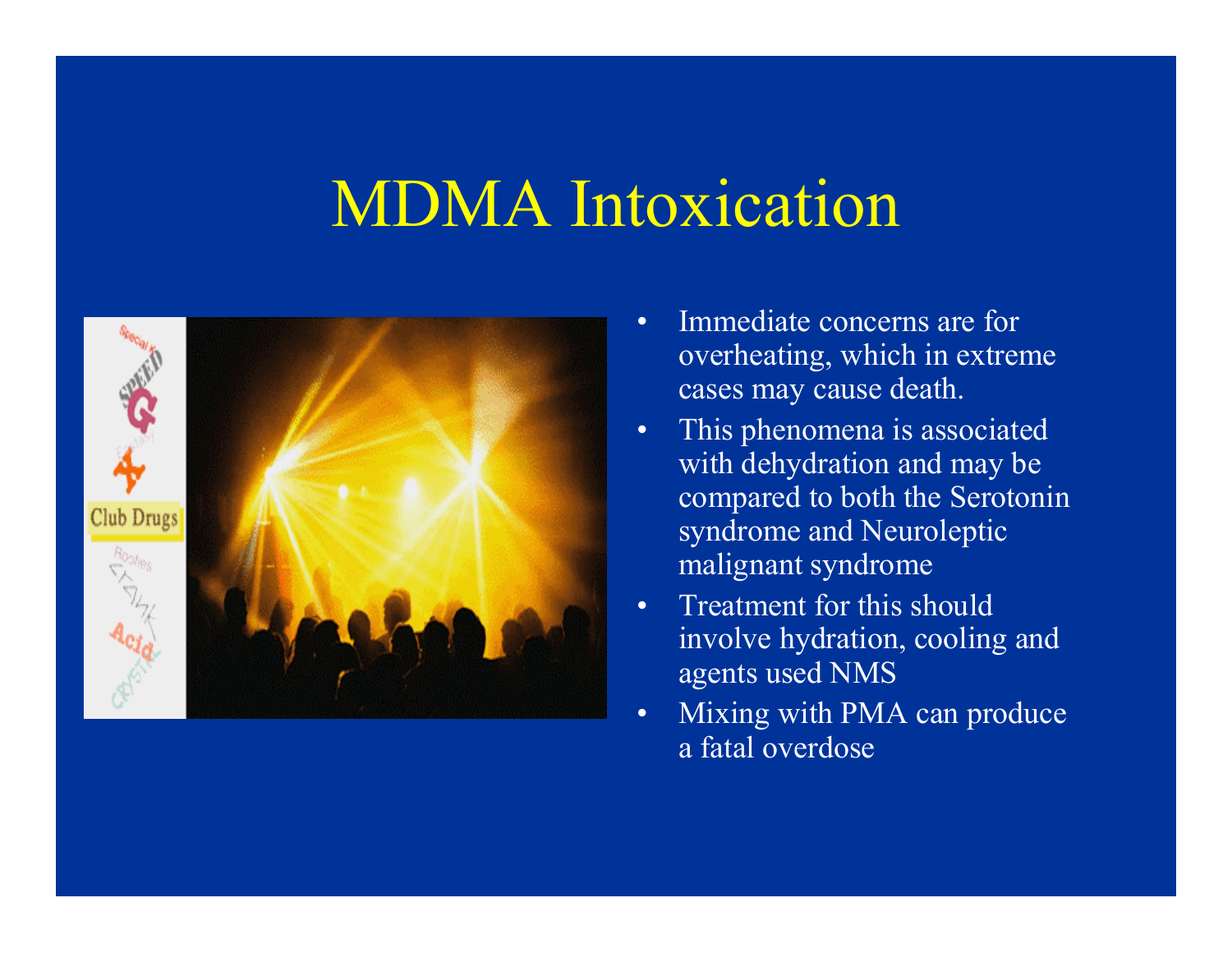# MDMA Intoxication

- Immediate concerns are for overheating, which in extreme cases may cause death.
- This phenomena is associated with dehydration and may be compared to both the Serotonin syndrome and Neuroleptic malignant syndrome
- Treatment for this should involve hydration, cooling and agents used NMS
- Mixing with PMA can produce a fatal overdose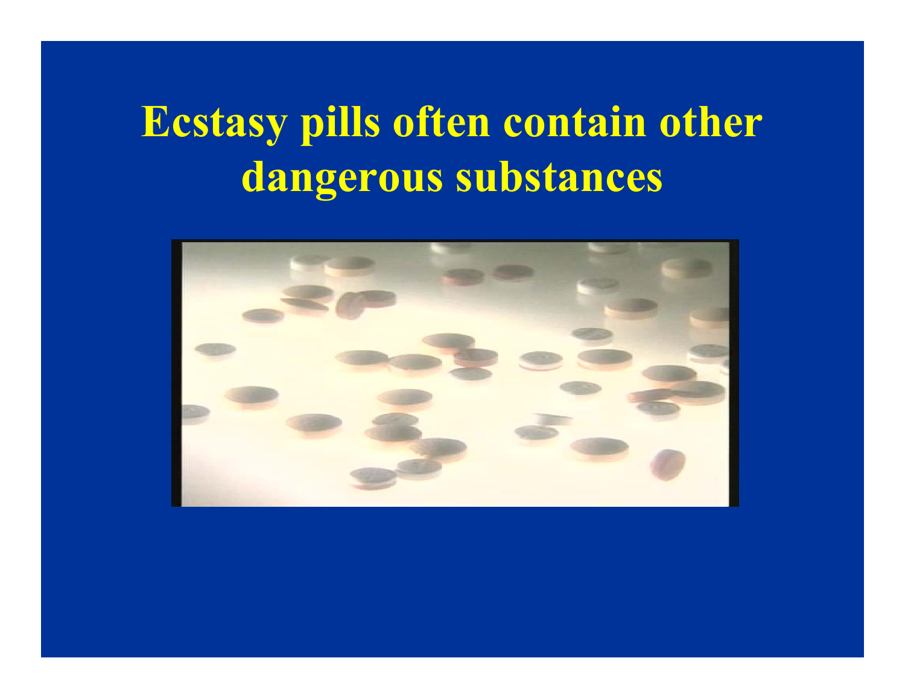# Ecstasy pills often contain other dangerous substances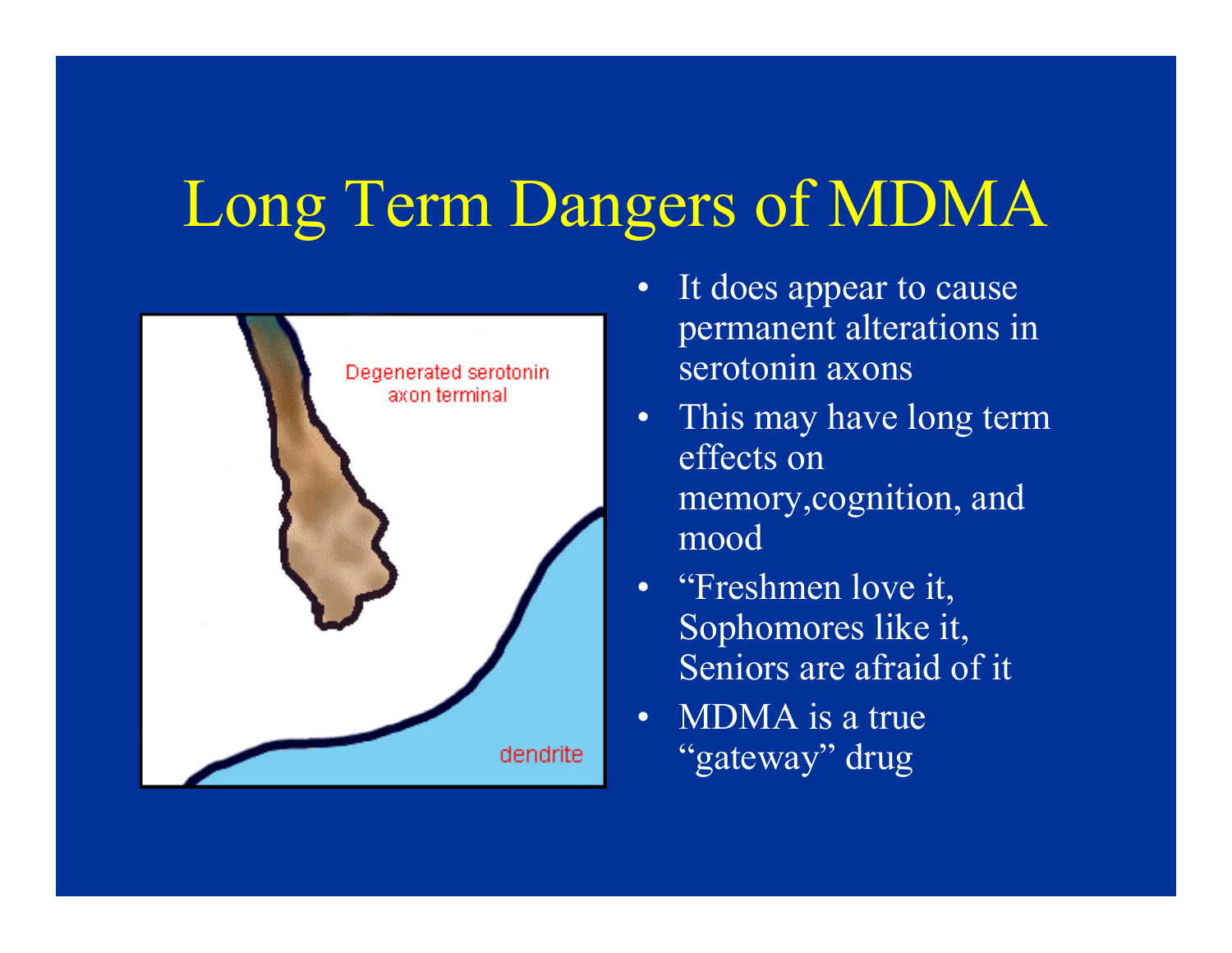# Long Term Dangers of MDMA

- It does appear to cause permanent alterations in serotonin axons
- This may have long term effects on memory,cognition, and mood
- “Freshmen love it, Sophomores like it, Seniors are afraid of it
- MDMA is a true “gateway” drug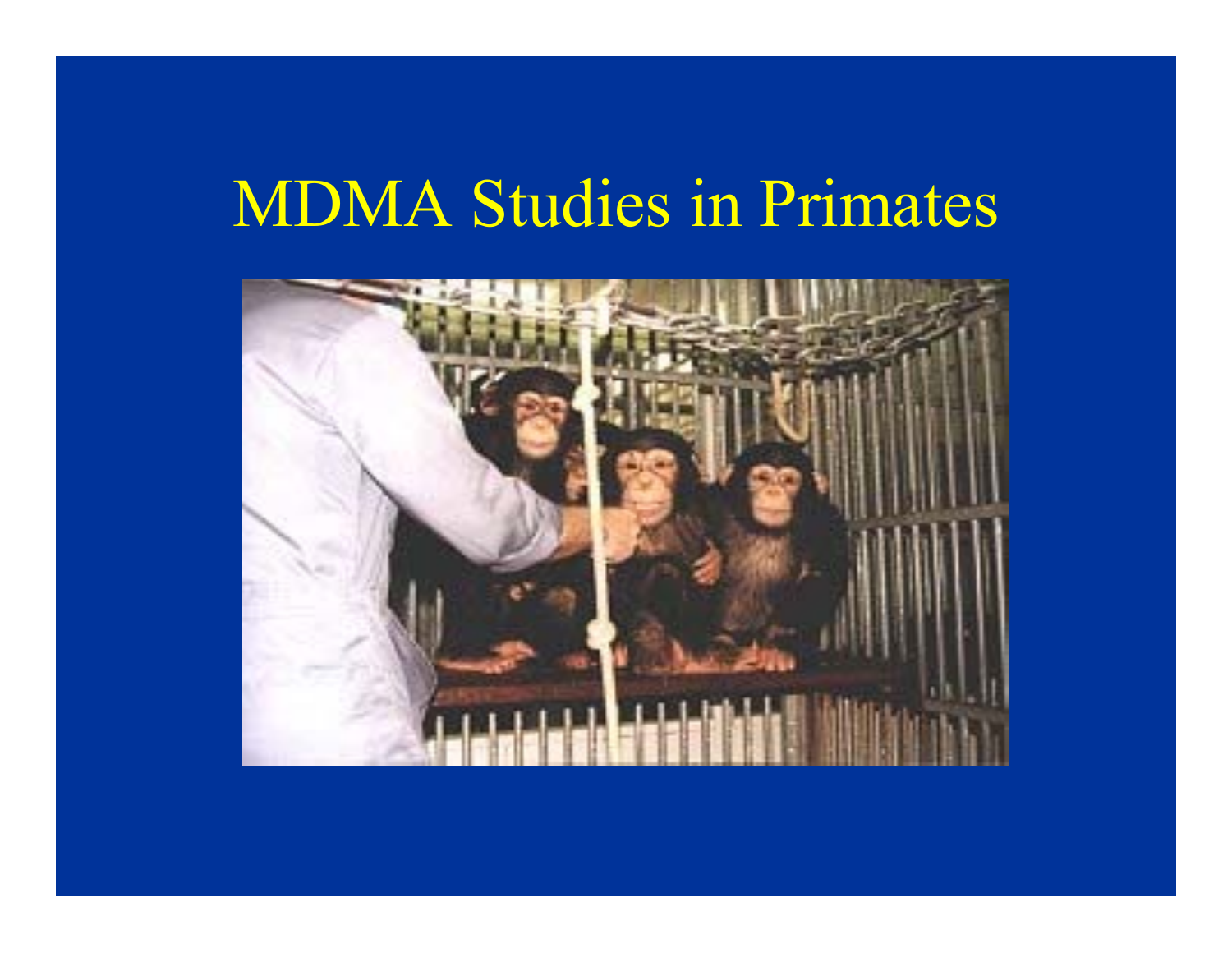# MDMA Studies in Primates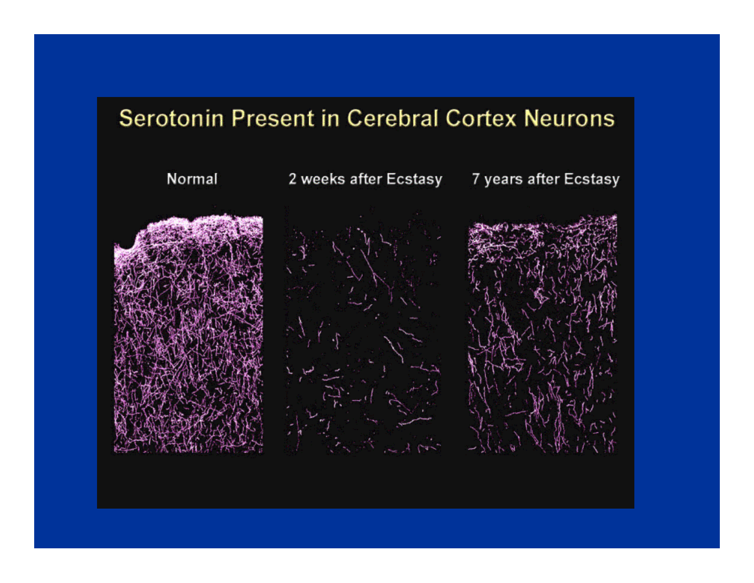# Serotonin Present in Cerebral Cortex Neurons

Normal

2 weeks after Ecstasy

7 years after Ecstasy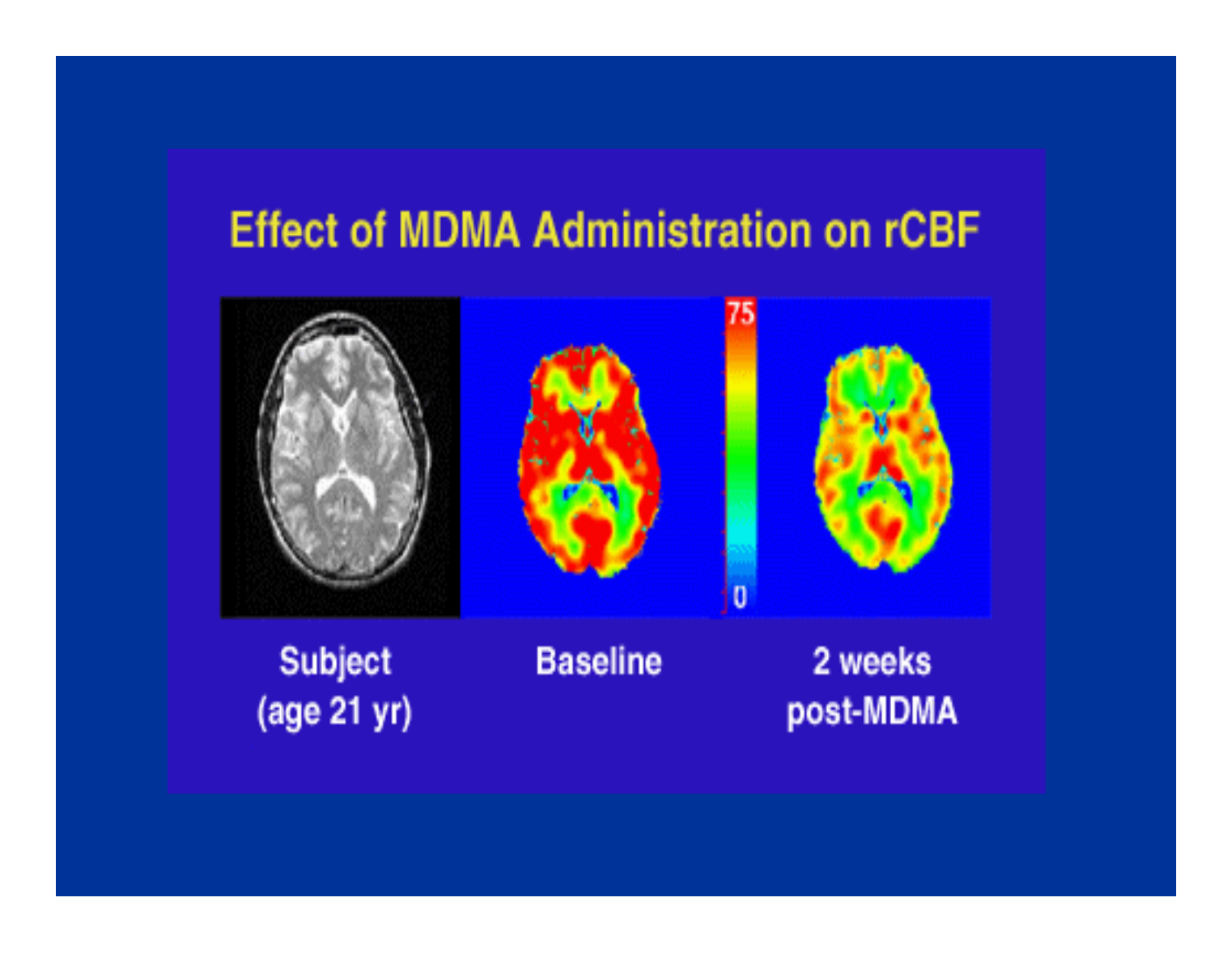# Effect of MDMA Administration on rCBF

75

0

Subject (age 21 yr)

Baseline

2 weeks post-MDMA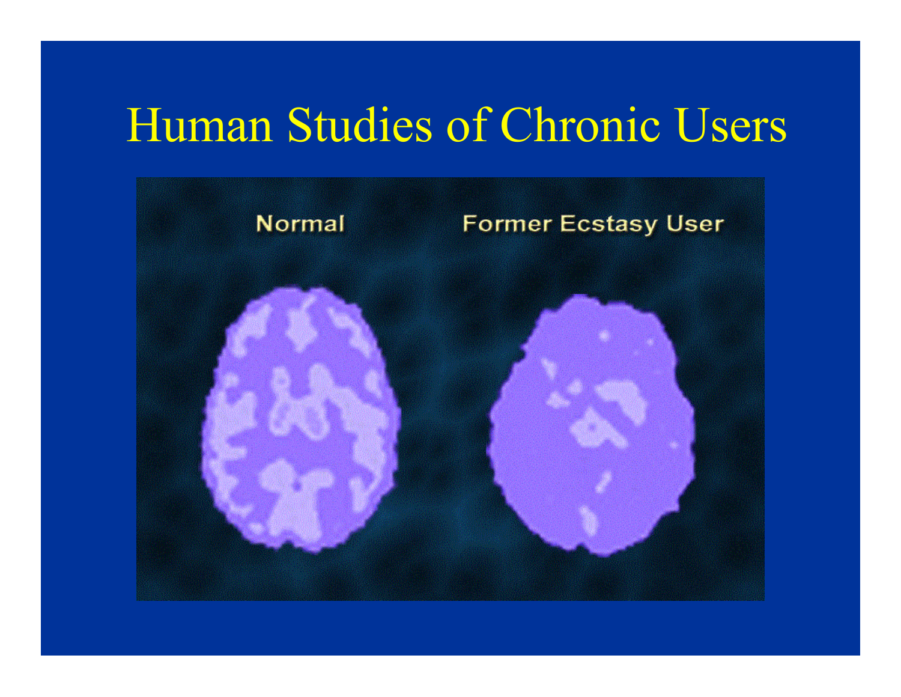# Human Studies of Chronic Users

Normal

Former Ecstasy User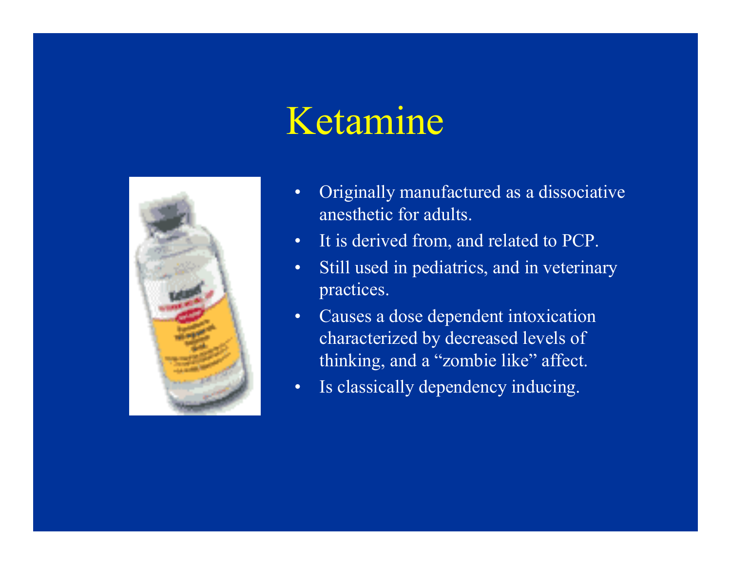# Ketamine

- Originally manufactured as a dissociative anesthetic for adults.
- It is derived from, and related to PCP.
- Still used in pediatrics, and in veterinary practices.
- Causes a dose dependent intoxication characterized by decreased levels of thinking, and a "zombie like" affect.
- Is classically dependency inducing.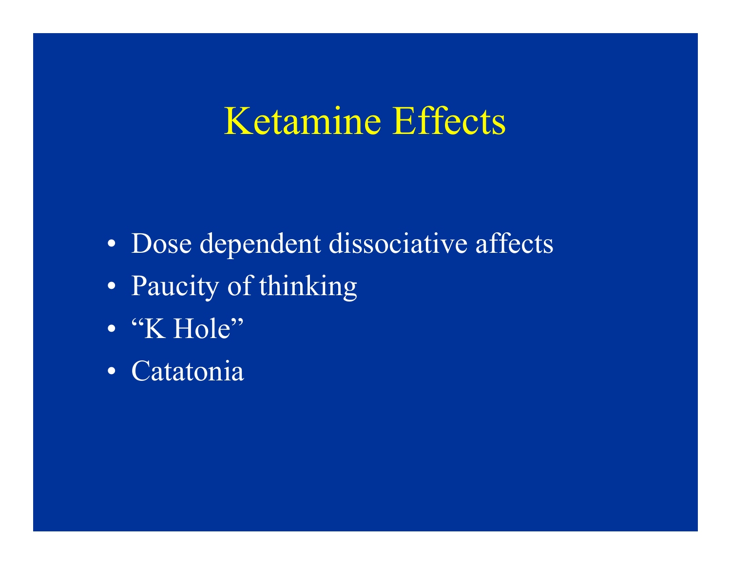# Ketamine Effects

- Dose dependent dissociative affects
- Paucity of thinking
- "K Hole"
- Catatonia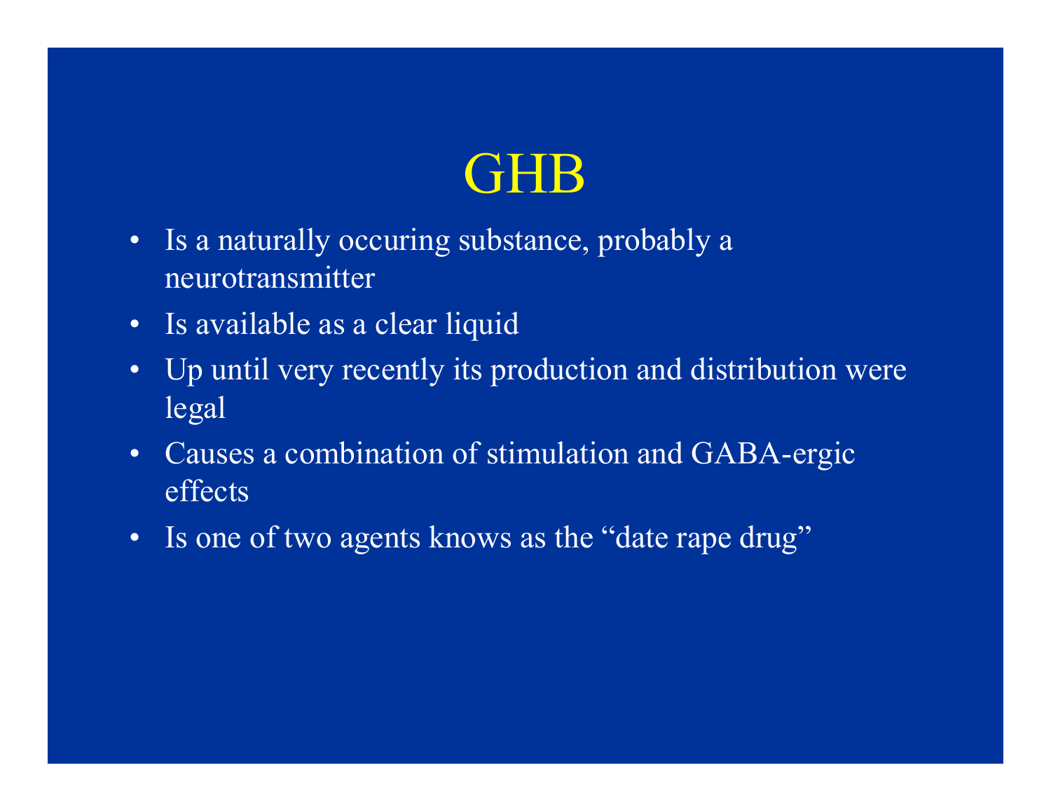# GHB

- Is a naturally occuring substance, probably a neurotransmitter
- Is available as a clear liquid
- Up until very recently its production and distribution were legal
- Causes a combination of stimulation and GABA-ergic effects
- Is one of two agents knows as the "date rape drug"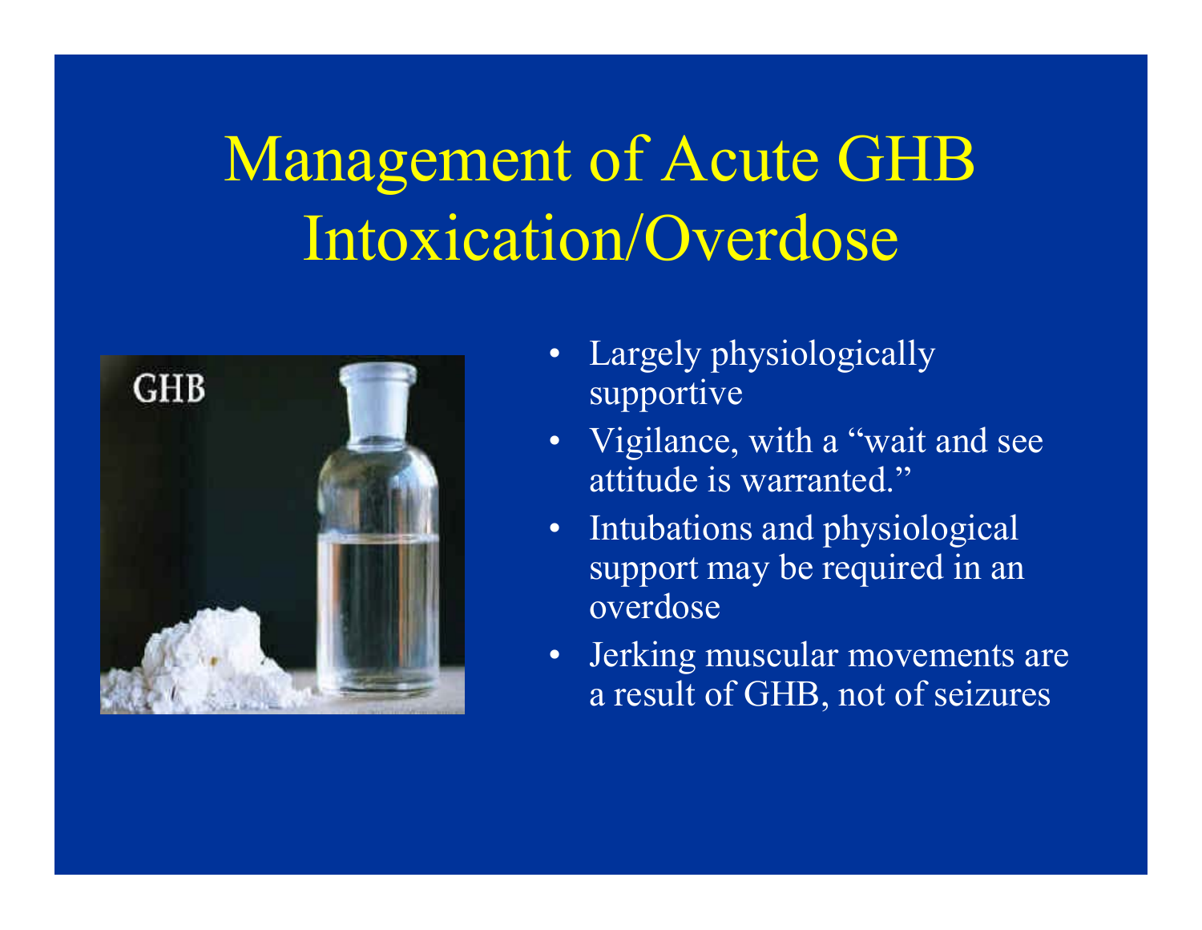# Management of Acute GHB Intoxication/Overdose

- Largely physiologically supportive
- Vigilance, with a "wait and see attitude is warranted."
- Intubations and physiological support may be required in an overdose
- Jerking muscular movements are a result of GHB, not of seizures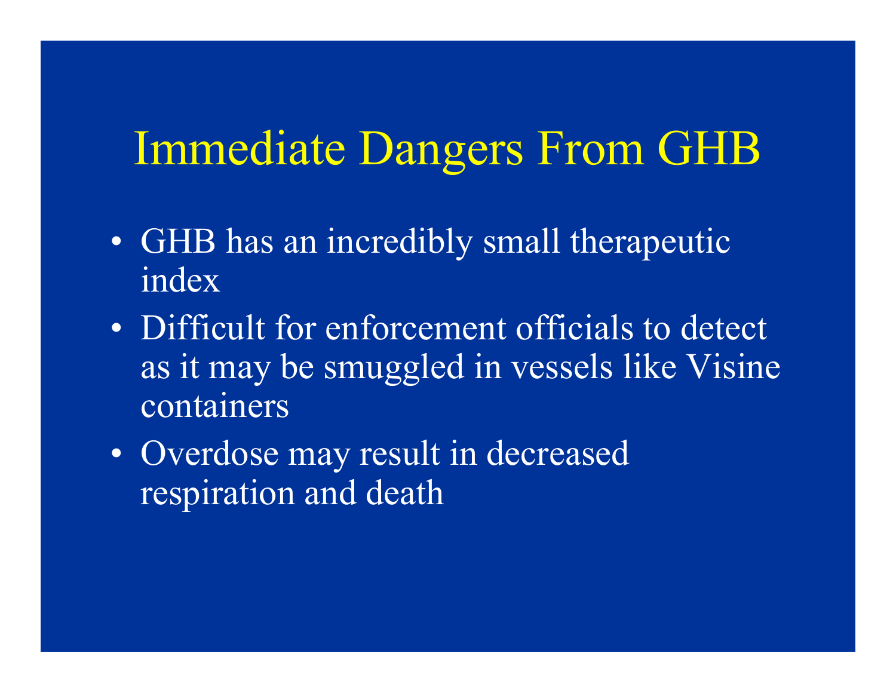# Immediate Dangers From GHB

- GHB has an incredibly small therapeutic index
- Difficult for enforcement officials to detect as it may be smuggled in vessels like Visine containers
- Overdose may result in decreased respiration and death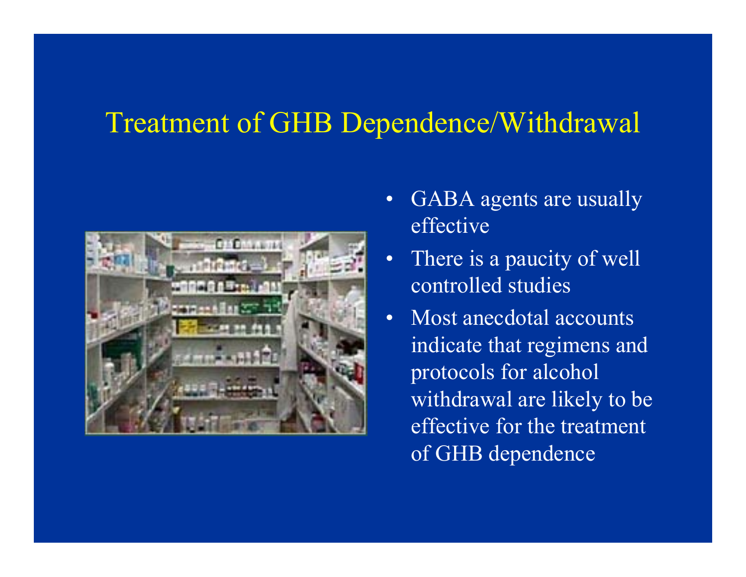# Treatment of GHB Dependence/Withdrawal

- GABA agents are usually effective
- There is a paucity of well controlled studies
- Most anecdotal accounts indicate that regimens and protocols for alcohol withdrawal are likely to be effective for the treatment of GHB dependence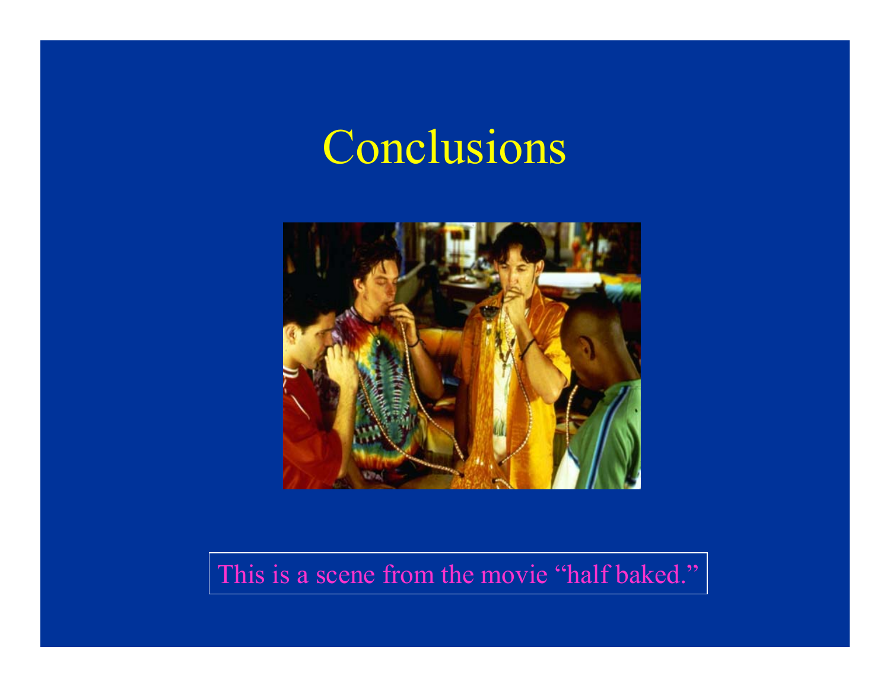# Conclusions

This is a scene from the movie “half baked.”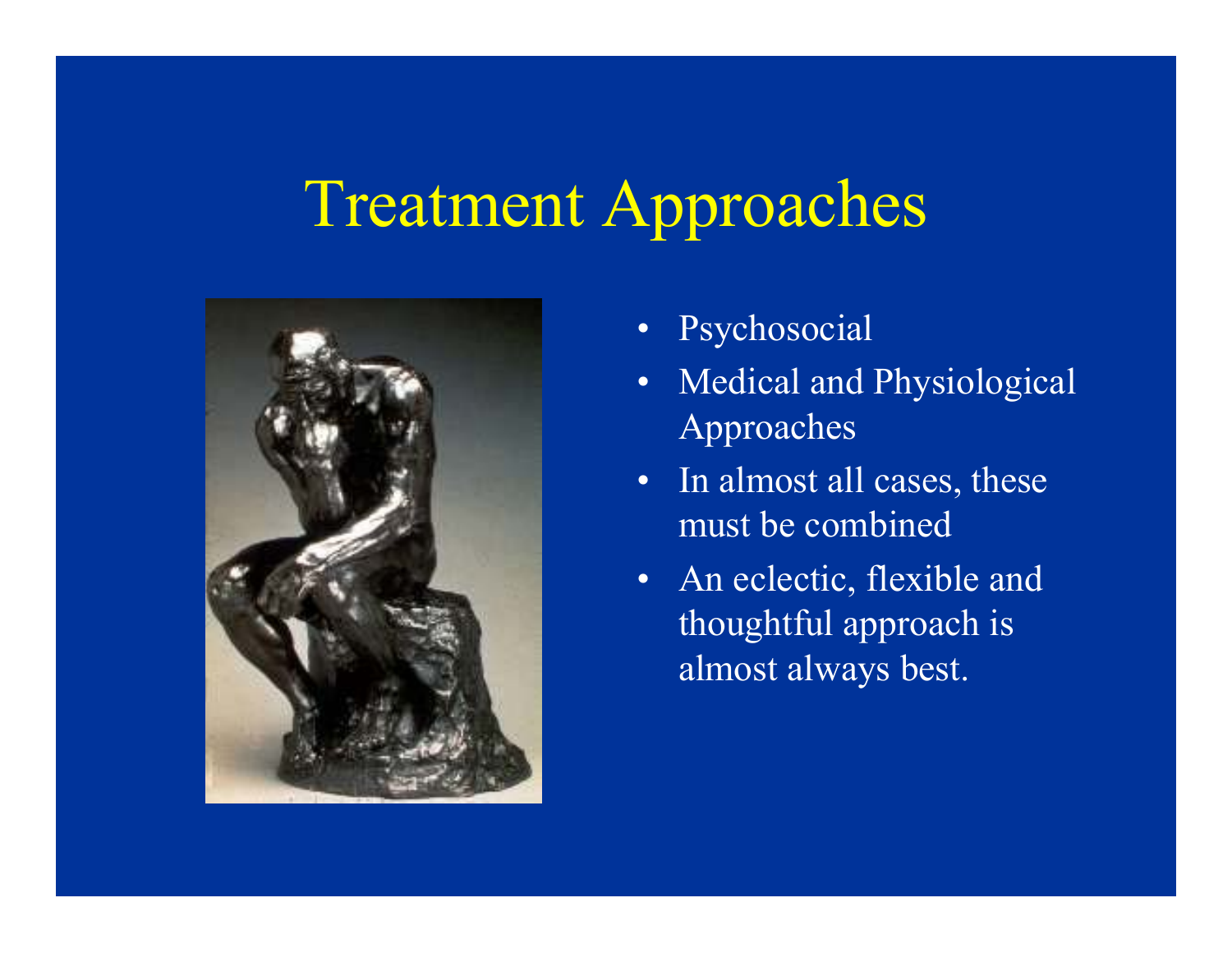# Treatment Approaches

- Psychosocial
- Medical and Physiological Approaches
- In almost all cases, these must be combined
- An eclectic, flexible and thoughtful approach is almost always best.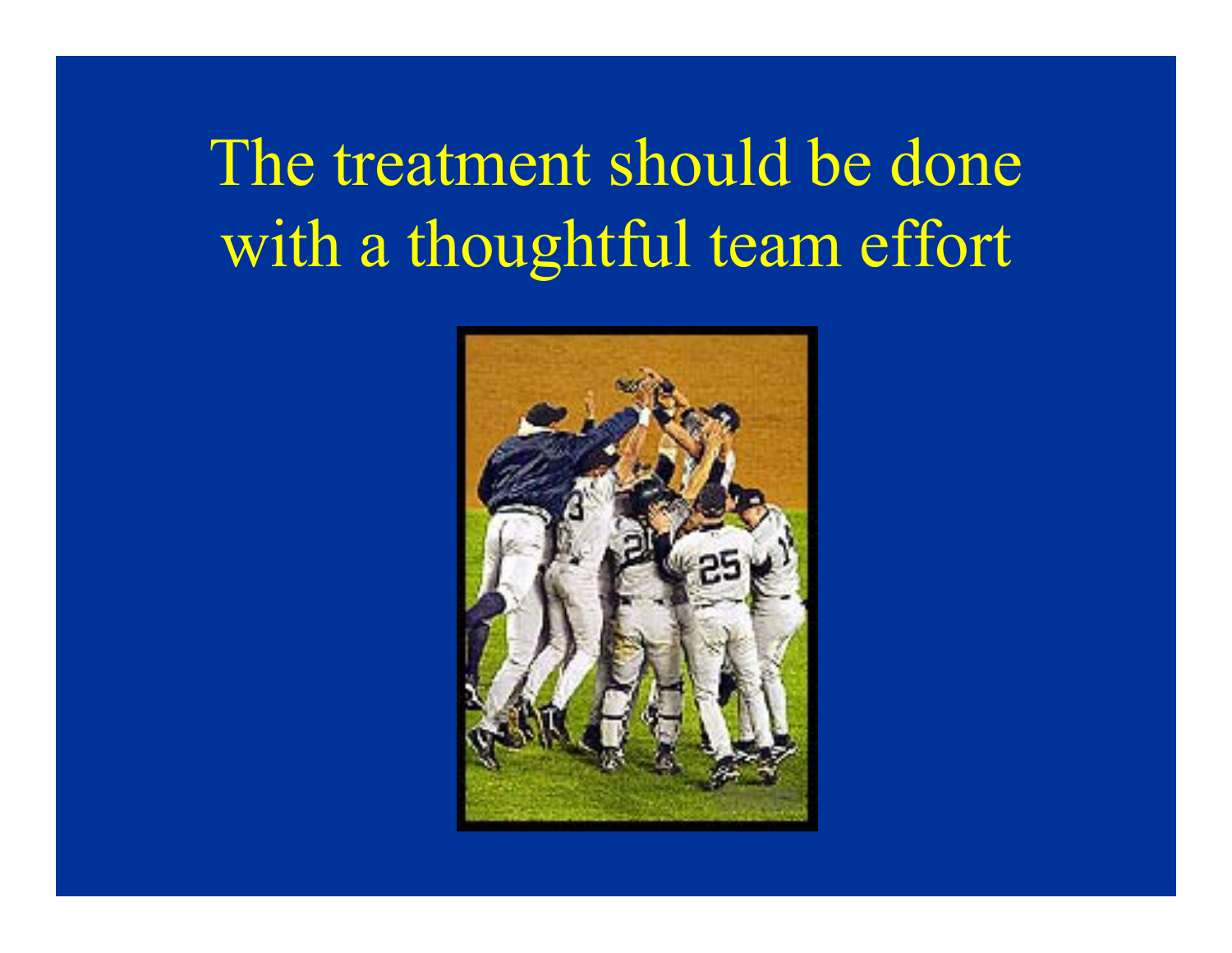# The treatment should be done with a thoughtful team effort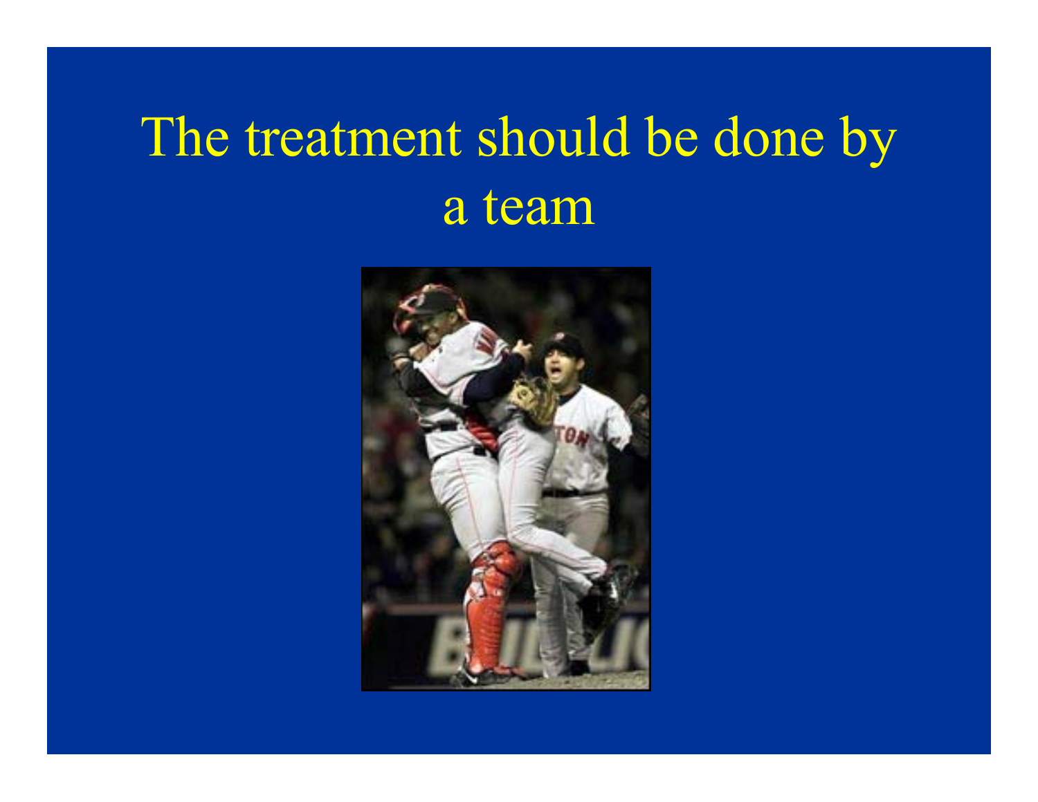# The treatment should be done by a team